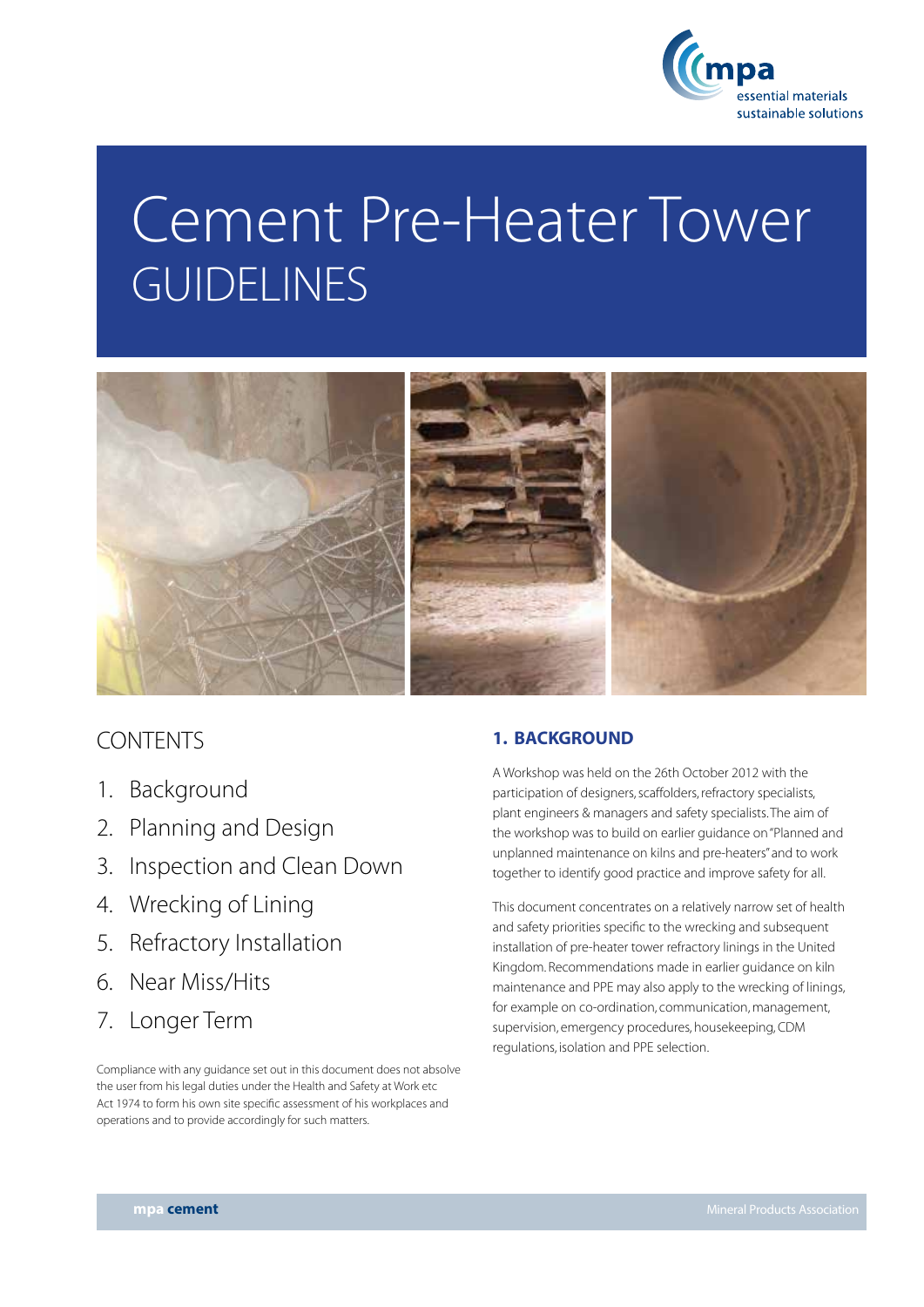# Cement Pre-Heater Tower GUIDELINES

## CONTENTS

1. Background
2. Planning and Design
3. Inspection and Clean Down
4. Wrecking of Lining
5. Refractory Installation
6. Near Miss/Hits
7. Longer Term

Compliance with any guidance set out in this document does not absolve the user from his legal duties under the Health and Safety at Work etc Act 1974 to form his own site specific assessment of his workplaces and operations and to provide accordingly for such matters.

## 1. BACKGROUND

A Workshop was held on the 26th October 2012 with the participation of designers, scaffolders, refractory specialists, plant engineers & managers and safety specialists. The aim of the workshop was to build on earlier guidance on "Planned and unplanned maintenance on kilns and pre-heaters" and to work together to identify good practice and improve safety for all.

This document concentrates on a relatively narrow set of health and safety priorities specific to the wrecking and subsequent installation of pre-heater tower refractory linings in the United Kingdom. Recommendations made in earlier guidance on kiln maintenance and PPE may also apply to the wrecking of linings, for example on co-ordination, communication, management, supervision, emergency procedures, housekeeping, CDM regulations, isolation and PPE selection.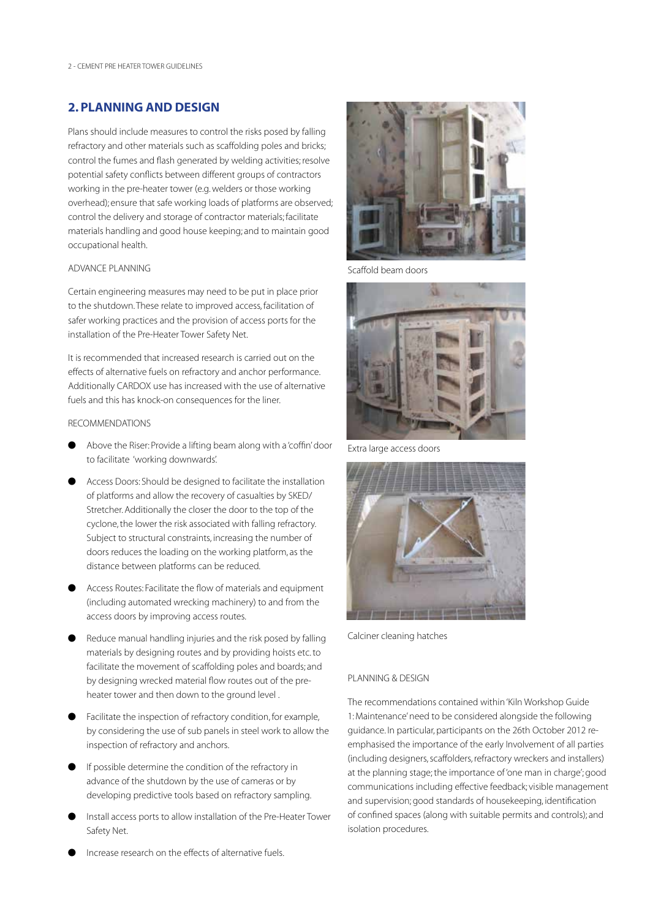## 2. PLANNING AND DESIGN

Plans should include measures to control the risks posed by falling refractory and other materials such as scaffolding poles and bricks; control the fumes and flash generated by welding activities; resolve potential safety conflicts between different groups of contractors working in the pre-heater tower (e.g. welders or those working overhead); ensure that safe working loads of platforms are observed; control the delivery and storage of contractor materials; facilitate materials handling and good house keeping; and to maintain good occupational health.

### ADVANCE PLANNING

Certain engineering measures may need to be put in place prior to the shutdown. These relate to improved access, facilitation of safer working practices and the provision of access ports for the installation of the Pre-Heater Tower Safety Net.

It is recommended that increased research is carried out on the effects of alternative fuels on refractory and anchor performance. Additionally CARDOX use has increased with the use of alternative fuels and this has knock-on consequences for the liner.

### RECOMMENDATIONS

- Above the Riser: Provide a lifting beam along with a 'coffin' door to facilitate 'working downwards'.
- Access Doors: Should be designed to facilitate the installation of platforms and allow the recovery of casualties by SKED/ Stretcher. Additionally the closer the door to the top of the cyclone, the lower the risk associated with falling refractory. Subject to structural constraints, increasing the number of doors reduces the loading on the working platform, as the distance between platforms can be reduced.
- Access Routes: Facilitate the flow of materials and equipment (including automated wrecking machinery) to and from the access doors by improving access routes.
- Reduce manual handling injuries and the risk posed by falling materials by designing routes and by providing hoists etc. to facilitate the movement of scaffolding poles and boards; and by designing wrecked material flow routes out of the pre-heater tower and then down to the ground level .
- Facilitate the inspection of refractory condition, for example, by considering the use of sub panels in steel work to allow the inspection of refractory and anchors.
- If possible determine the condition of the refractory in advance of the shutdown by the use of cameras or by developing predictive tools based on refractory sampling.
- Install access ports to allow installation of the Pre-Heater Tower Safety Net.
- Increase research on the effects of alternative fuels.

Scaffold beam doors

Extra large access doors

Calciner cleaning hatches

### PLANNING & DESIGN

The recommendations contained within 'Kiln Workshop Guide 1: Maintenance' need to be considered alongside the following guidance. In particular, participants on the 26th October 2012 re-emphasised the importance of the early Involvement of all parties (including designers, scaffolders, refractory wreckers and installers) at the planning stage; the importance of 'one man in charge'; good communications including effective feedback; visible management and supervision; good standards of housekeeping, identification of confined spaces (along with suitable permits and controls); and isolation procedures.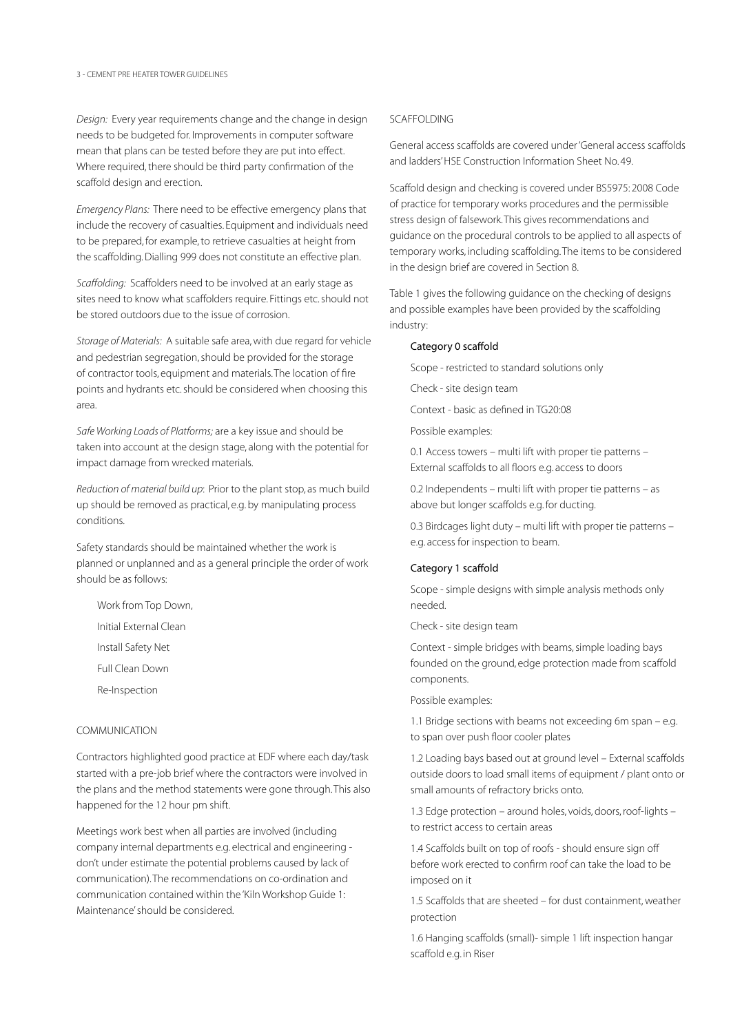*Design:* Every year requirements change and the change in design needs to be budgeted for. Improvements in computer software mean that plans can be tested before they are put into effect. Where required, there should be third party confirmation of the scaffold design and erection.

*Emergency Plans:* There need to be effective emergency plans that include the recovery of casualties. Equipment and individuals need to be prepared, for example, to retrieve casualties at height from the scaffolding. Dialling 999 does not constitute an effective plan.

*Scaffolding:* Scaffolders need to be involved at an early stage as sites need to know what scaffolders require. Fittings etc. should not be stored outdoors due to the issue of corrosion.

*Storage of Materials:* A suitable safe area, with due regard for vehicle and pedestrian segregation, should be provided for the storage of contractor tools, equipment and materials. The location of fire points and hydrants etc. should be considered when choosing this area.

*Safe Working Loads of Platforms;* are a key issue and should be taken into account at the design stage, along with the potential for impact damage from wrecked materials.

*Reduction of material build up:* Prior to the plant stop, as much build up should be removed as practical, e.g. by manipulating process conditions.

Safety standards should be maintained whether the work is planned or unplanned and as a general principle the order of work should be as follows:

- Work from Top Down,
- Initial External Clean
- Install Safety Net
- Full Clean Down
- Re-Inspection

## COMMUNICATION

Contractors highlighted good practice at EDF where each day/task started with a pre-job brief where the contractors were involved in the plans and the method statements were gone through. This also happened for the 12 hour pm shift.

Meetings work best when all parties are involved (including company internal departments e.g. electrical and engineering - don't under estimate the potential problems caused by lack of communication). The recommendations on co-ordination and communication contained within the 'Kiln Workshop Guide 1: Maintenance' should be considered.

## SCAFFOLDING

General access scaffolds are covered under 'General access scaffolds and ladders' HSE Construction Information Sheet No. 49.

Scaffold design and checking is covered under BS5975: 2008 Code of practice for temporary works procedures and the permissible stress design of falsework. This gives recommendations and guidance on the procedural controls to be applied to all aspects of temporary works, including scaffolding. The items to be considered in the design brief are covered in Section 8.

Table 1 gives the following guidance on the checking of designs and possible examples have been provided by the scaffolding industry:

### Category 0 scaffold

Scope - restricted to standard solutions only

Check - site design team

Context - basic as defined in TG20:08

Possible examples:

0.1 Access towers – multi lift with proper tie patterns – External scaffolds to all floors e.g. access to doors

0.2 Independents – multi lift with proper tie patterns – as above but longer scaffolds e.g. for ducting.

0.3 Birdcages light duty – multi lift with proper tie patterns – e.g. access for inspection to beam.

### Category 1 scaffold

Scope - simple designs with simple analysis methods only needed.

Check - site design team

Context - simple bridges with beams, simple loading bays founded on the ground, edge protection made from scaffold components.

Possible examples:

1.1 Bridge sections with beams not exceeding 6m span – e.g. to span over push floor cooler plates

1.2 Loading bays based out at ground level – External scaffolds outside doors to load small items of equipment / plant onto or small amounts of refractory bricks onto.

1.3 Edge protection – around holes, voids, doors, roof-lights – to restrict access to certain areas

1.4 Scaffolds built on top of roofs - should ensure sign off before work erected to confirm roof can take the load to be imposed on it

1.5 Scaffolds that are sheeted – for dust containment, weather protection

1.6 Hanging scaffolds (small)- simple 1 lift inspection hangar scaffold e.g. in Riser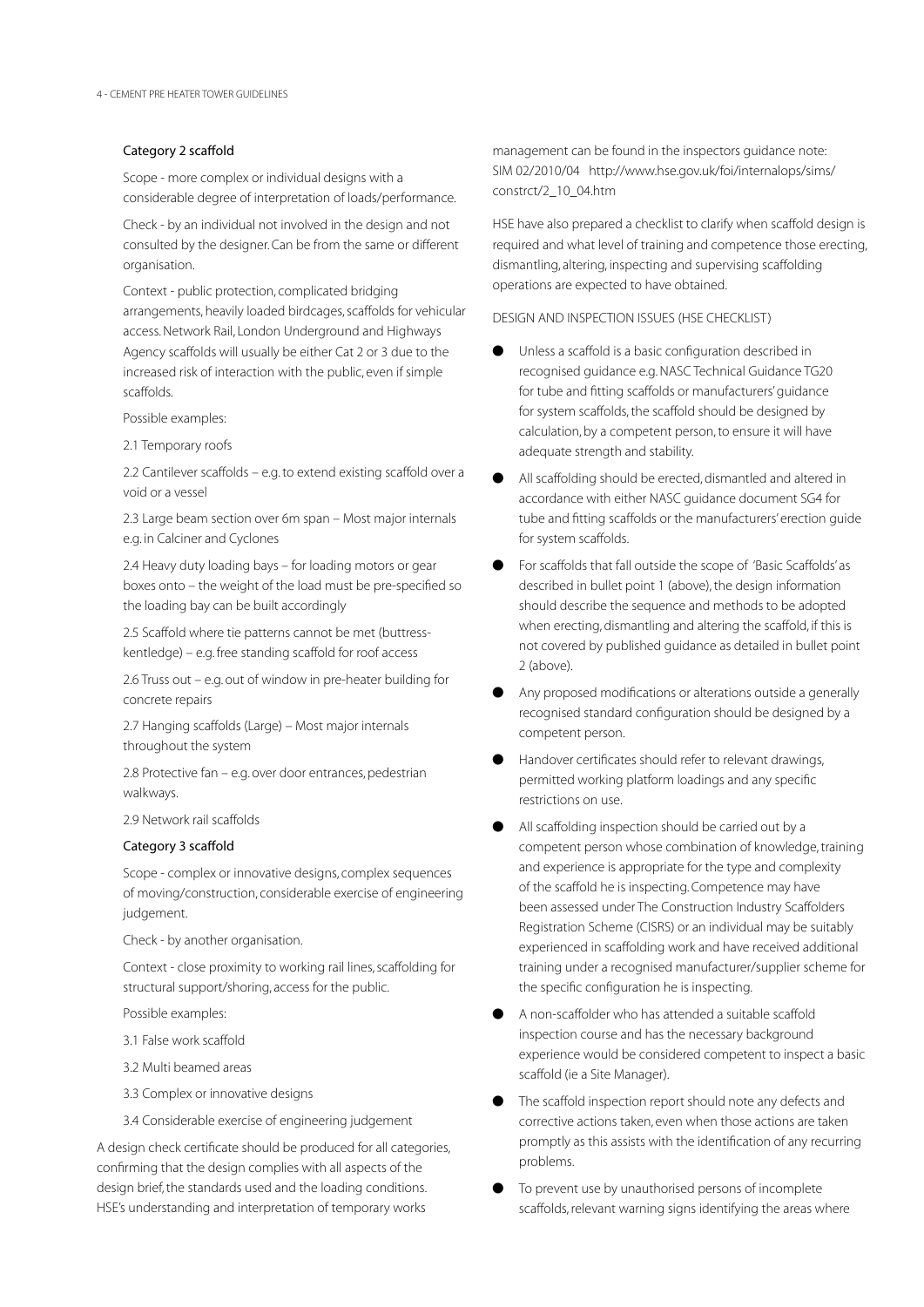### Category 2 scaffold

Scope - more complex or individual designs with a considerable degree of interpretation of loads/performance.

Check - by an individual not involved in the design and not consulted by the designer. Can be from the same or different organisation.

Context - public protection, complicated bridging arrangements, heavily loaded birdcages, scaffolds for vehicular access. Network Rail, London Underground and Highways Agency scaffolds will usually be either Cat 2 or 3 due to the increased risk of interaction with the public, even if simple scaffolds.

Possible examples:

2.1 Temporary roofs

2.2 Cantilever scaffolds – e.g. to extend existing scaffold over a void or a vessel

2.3 Large beam section over 6m span – Most major internals e.g. in Calciner and Cyclones

2.4 Heavy duty loading bays – for loading motors or gear boxes onto – the weight of the load must be pre-specified so the loading bay can be built accordingly

2.5 Scaffold where tie patterns cannot be met (buttress-kentledge) – e.g. free standing scaffold for roof access

2.6 Truss out – e.g. out of window in pre-heater building for concrete repairs

2.7 Hanging scaffolds (Large) – Most major internals throughout the system

2.8 Protective fan – e.g. over door entrances, pedestrian walkways.

2.9 Network rail scaffolds

### Category 3 scaffold

Scope - complex or innovative designs, complex sequences of moving/construction, considerable exercise of engineering judgement.

Check - by another organisation.

Context - close proximity to working rail lines, scaffolding for structural support/shoring, access for the public.

Possible examples:

3.1 False work scaffold

3.2 Multi beamed areas

3.3 Complex or innovative designs

3.4 Considerable exercise of engineering judgement

A design check certificate should be produced for all categories, confirming that the design complies with all aspects of the design brief, the standards used and the loading conditions. HSE's understanding and interpretation of temporary works management can be found in the inspectors guidance note: SIM 02/2010/04 http://www.hse.gov.uk/foi/internalops/sims/constrct/2_10_04.htm

HSE have also prepared a checklist to clarify when scaffold design is required and what level of training and competence those erecting, dismantling, altering, inspecting and supervising scaffolding operations are expected to have obtained.

DESIGN AND INSPECTION ISSUES (HSE CHECKLIST)

- Unless a scaffold is a basic configuration described in recognised guidance e.g. NASC Technical Guidance TG20 for tube and fitting scaffolds or manufacturers' guidance for system scaffolds, the scaffold should be designed by calculation, by a competent person, to ensure it will have adequate strength and stability.
- All scaffolding should be erected, dismantled and altered in accordance with either NASC guidance document SG4 for tube and fitting scaffolds or the manufacturers' erection guide for system scaffolds.
- For scaffolds that fall outside the scope of 'Basic Scaffolds' as described in bullet point 1 (above), the design information should describe the sequence and methods to be adopted when erecting, dismantling and altering the scaffold, if this is not covered by published guidance as detailed in bullet point 2 (above).
- Any proposed modifications or alterations outside a generally recognised standard configuration should be designed by a competent person.
- Handover certificates should refer to relevant drawings, permitted working platform loadings and any specific restrictions on use.
- All scaffolding inspection should be carried out by a competent person whose combination of knowledge, training and experience is appropriate for the type and complexity of the scaffold he is inspecting. Competence may have been assessed under The Construction Industry Scaffolders Registration Scheme (CISRS) or an individual may be suitably experienced in scaffolding work and have received additional training under a recognised manufacturer/supplier scheme for the specific configuration he is inspecting.
- A non-scaffolder who has attended a suitable scaffold inspection course and has the necessary background experience would be considered competent to inspect a basic scaffold (ie a Site Manager).
- The scaffold inspection report should note any defects and corrective actions taken, even when those actions are taken promptly as this assists with the identification of any recurring problems.
- To prevent use by unauthorised persons of incomplete scaffolds, relevant warning signs identifying the areas where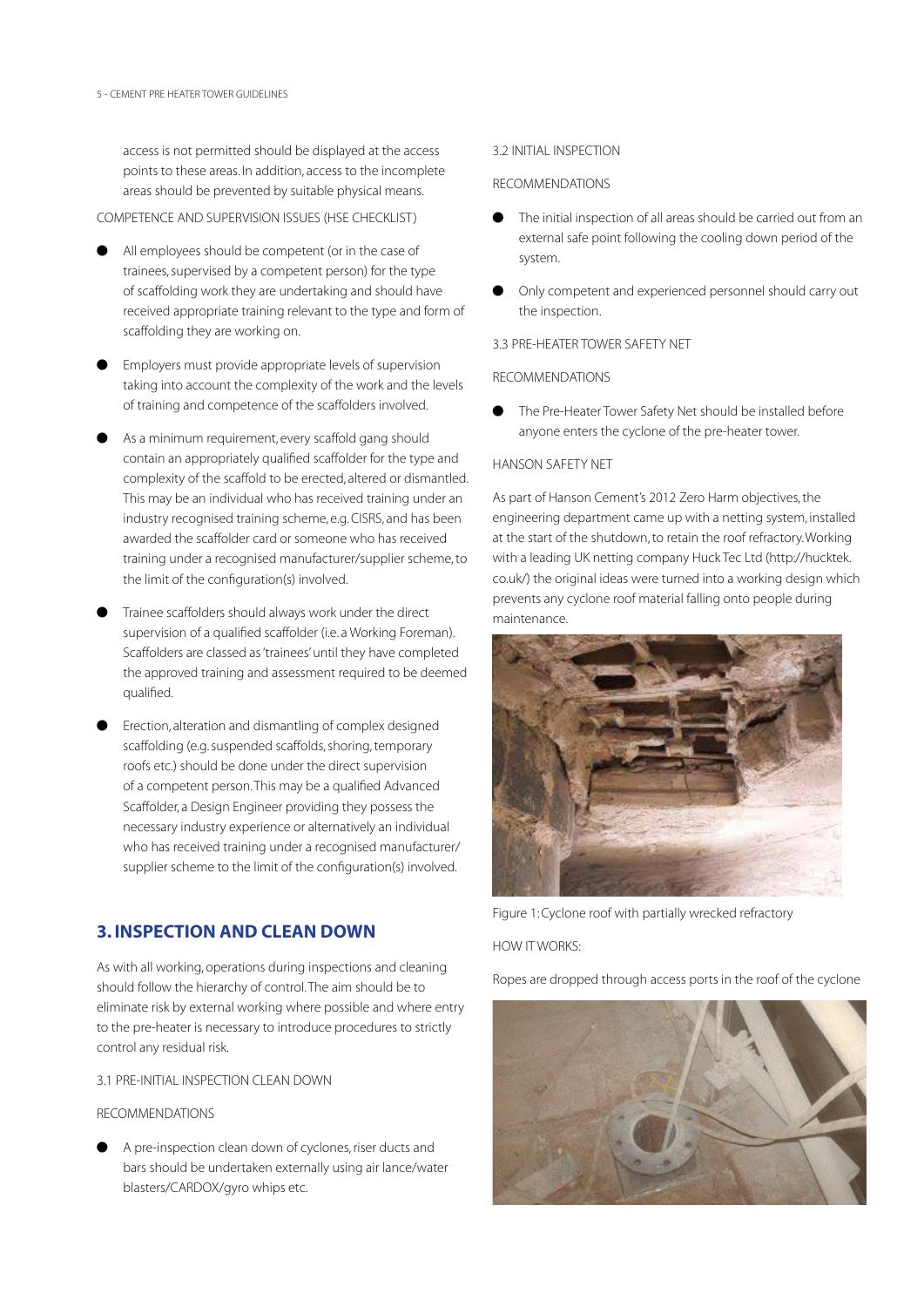access is not permitted should be displayed at the access points to these areas. In addition, access to the incomplete areas should be prevented by suitable physical means.

COMPETENCE AND SUPERVISION ISSUES (HSE CHECKLIST)

- All employees should be competent (or in the case of trainees, supervised by a competent person) for the type of scaffolding work they are undertaking and should have received appropriate training relevant to the type and form of scaffolding they are working on.
- Employers must provide appropriate levels of supervision taking into account the complexity of the work and the levels of training and competence of the scaffolders involved.
- As a minimum requirement, every scaffold gang should contain an appropriately qualified scaffolder for the type and complexity of the scaffold to be erected, altered or dismantled. This may be an individual who has received training under an industry recognised training scheme, e.g. CISRS, and has been awarded the scaffolder card or someone who has received training under a recognised manufacturer/supplier scheme, to the limit of the configuration(s) involved.
- Trainee scaffolders should always work under the direct supervision of a qualified scaffolder (i.e. a Working Foreman). Scaffolders are classed as 'trainees' until they have completed the approved training and assessment required to be deemed qualified.
- Erection, alteration and dismantling of complex designed scaffolding (e.g. suspended scaffolds, shoring, temporary roofs etc.) should be done under the direct supervision of a competent person. This may be a qualified Advanced Scaffolder, a Design Engineer providing they possess the necessary industry experience or alternatively an individual who has received training under a recognised manufacturer/supplier scheme to the limit of the configuration(s) involved.

## 3. INSPECTION AND CLEAN DOWN

As with all working, operations during inspections and cleaning should follow the hierarchy of control. The aim should be to eliminate risk by external working where possible and where entry to the pre-heater is necessary to introduce procedures to strictly control any residual risk.

3.1 PRE-INITIAL INSPECTION CLEAN DOWN

RECOMMENDATIONS

- A pre-inspection clean down of cyclones, riser ducts and bars should be undertaken externally using air lance/water blasters/CARDOX/gyro whips etc.

3.2 INITIAL INSPECTION

RECOMMENDATIONS

- The initial inspection of all areas should be carried out from an external safe point following the cooling down period of the system.
- Only competent and experienced personnel should carry out the inspection.

3.3 PRE-HEATER TOWER SAFETY NET

RECOMMENDATIONS

- The Pre-Heater Tower Safety Net should be installed before anyone enters the cyclone of the pre-heater tower.

HANSON SAFETY NET

As part of Hanson Cement's 2012 Zero Harm objectives, the engineering department came up with a netting system, installed at the start of the shutdown, to retain the roof refractory. Working with a leading UK netting company Huck Tec Ltd (http://hucktek.co.uk/) the original ideas were turned into a working design which prevents any cyclone roof material falling onto people during maintenance.

Figure 1: Cyclone roof with partially wrecked refractory

HOW IT WORKS:

Ropes are dropped through access ports in the roof of the cyclone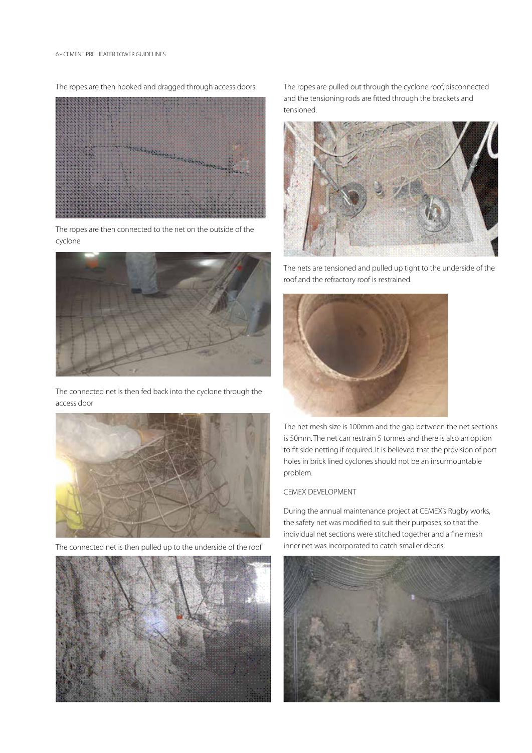The ropes are then hooked and dragged through access doors

The ropes are then connected to the net on the outside of the cyclone

The connected net is then fed back into the cyclone through the access door

The connected net is then pulled up to the underside of the roof

The ropes are pulled out through the cyclone roof, disconnected and the tensioning rods are fitted through the brackets and tensioned.

The nets are tensioned and pulled up tight to the underside of the roof and the refractory roof is restrained.

The net mesh size is 100mm and the gap between the net sections is 50mm. The net can restrain 5 tonnes and there is also an option to fit side netting if required. It is believed that the provision of port holes in brick lined cyclones should not be an insurmountable problem.

## CEMEX DEVELOPMENT

During the annual maintenance project at CEMEX's Rugby works, the safety net was modified to suit their purposes; so that the individual net sections were stitched together and a fine mesh inner net was incorporated to catch smaller debris.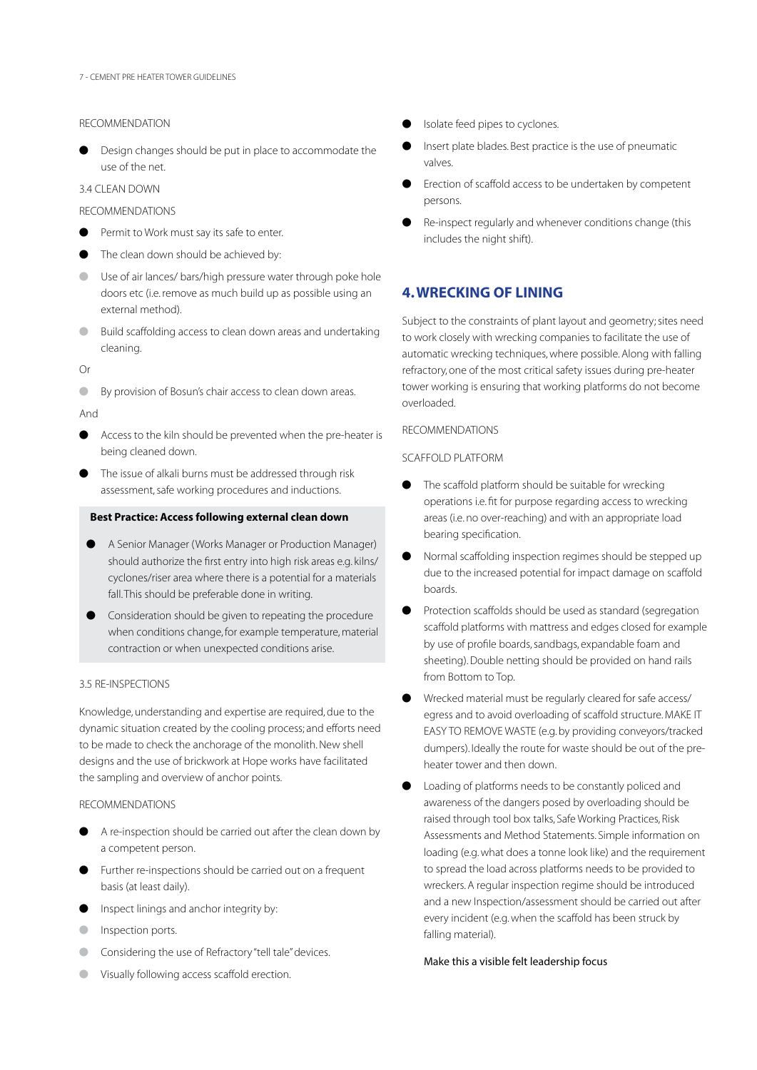RECOMMENDATION

- Design changes should be put in place to accommodate the use of the net.

3.4 CLEAN DOWN

RECOMMENDATIONS

- Permit to Work must say its safe to enter.
- The clean down should be achieved by:
    - Use of air lances/ bars/high pressure water through poke hole doors etc (i.e. remove as much build up as possible using an external method).
    - Build scaffolding access to clean down areas and undertaking cleaning.

Or

- By provision of Bosun's chair access to clean down areas.

And

- Access to the kiln should be prevented when the pre-heater is being cleaned down.
- The issue of alkali burns must be addressed through risk assessment, safe working procedures and inductions.

**Best Practice: Access following external clean down**

- A Senior Manager (Works Manager or Production Manager) should authorize the first entry into high risk areas e.g. kilns/ cyclones/riser area where there is a potential for a materials fall. This should be preferable done in writing.
- Consideration should be given to repeating the procedure when conditions change, for example temperature, material contraction or when unexpected conditions arise.

3.5 RE-INSPECTIONS

Knowledge, understanding and expertise are required, due to the dynamic situation created by the cooling process; and efforts need to be made to check the anchorage of the monolith. New shell designs and the use of brickwork at Hope works have facilitated the sampling and overview of anchor points.

RECOMMENDATIONS

- A re-inspection should be carried out after the clean down by a competent person.
- Further re-inspections should be carried out on a frequent basis (at least daily).
- Inspect linings and anchor integrity by:
    - Inspection ports.
    - Considering the use of Refractory "tell tale" devices.
    - Visually following access scaffold erection.
- Isolate feed pipes to cyclones.
- Insert plate blades. Best practice is the use of pneumatic valves.
- Erection of scaffold access to be undertaken by competent persons.
- Re-inspect regularly and whenever conditions change (this includes the night shift).

## 4. WRECKING OF LINING

Subject to the constraints of plant layout and geometry; sites need to work closely with wrecking companies to facilitate the use of automatic wrecking techniques, where possible. Along with falling refractory, one of the most critical safety issues during pre-heater tower working is ensuring that working platforms do not become overloaded.

RECOMMENDATIONS

SCAFFOLD PLATFORM

- The scaffold platform should be suitable for wrecking operations i.e. fit for purpose regarding access to wrecking areas (i.e. no over-reaching) and with an appropriate load bearing specification.
- Normal scaffolding inspection regimes should be stepped up due to the increased potential for impact damage on scaffold boards.
- Protection scaffolds should be used as standard (segregation scaffold platforms with mattress and edges closed for example by use of profile boards, sandbags, expandable foam and sheeting). Double netting should be provided on hand rails from Bottom to Top.
- Wrecked material must be regularly cleared for safe access/ egress and to avoid overloading of scaffold structure. MAKE IT EASY TO REMOVE WASTE (e.g. by providing conveyors/tracked dumpers). Ideally the route for waste should be out of the pre-heater tower and then down.
- Loading of platforms needs to be constantly policed and awareness of the dangers posed by overloading should be raised through tool box talks, Safe Working Practices, Risk Assessments and Method Statements. Simple information on loading (e.g. what does a tonne look like) and the requirement to spread the load across platforms needs to be provided to wreckers. A regular inspection regime should be introduced and a new Inspection/assessment should be carried out after every incident (e.g. when the scaffold has been struck by falling material).

  Make this a visible felt leadership focus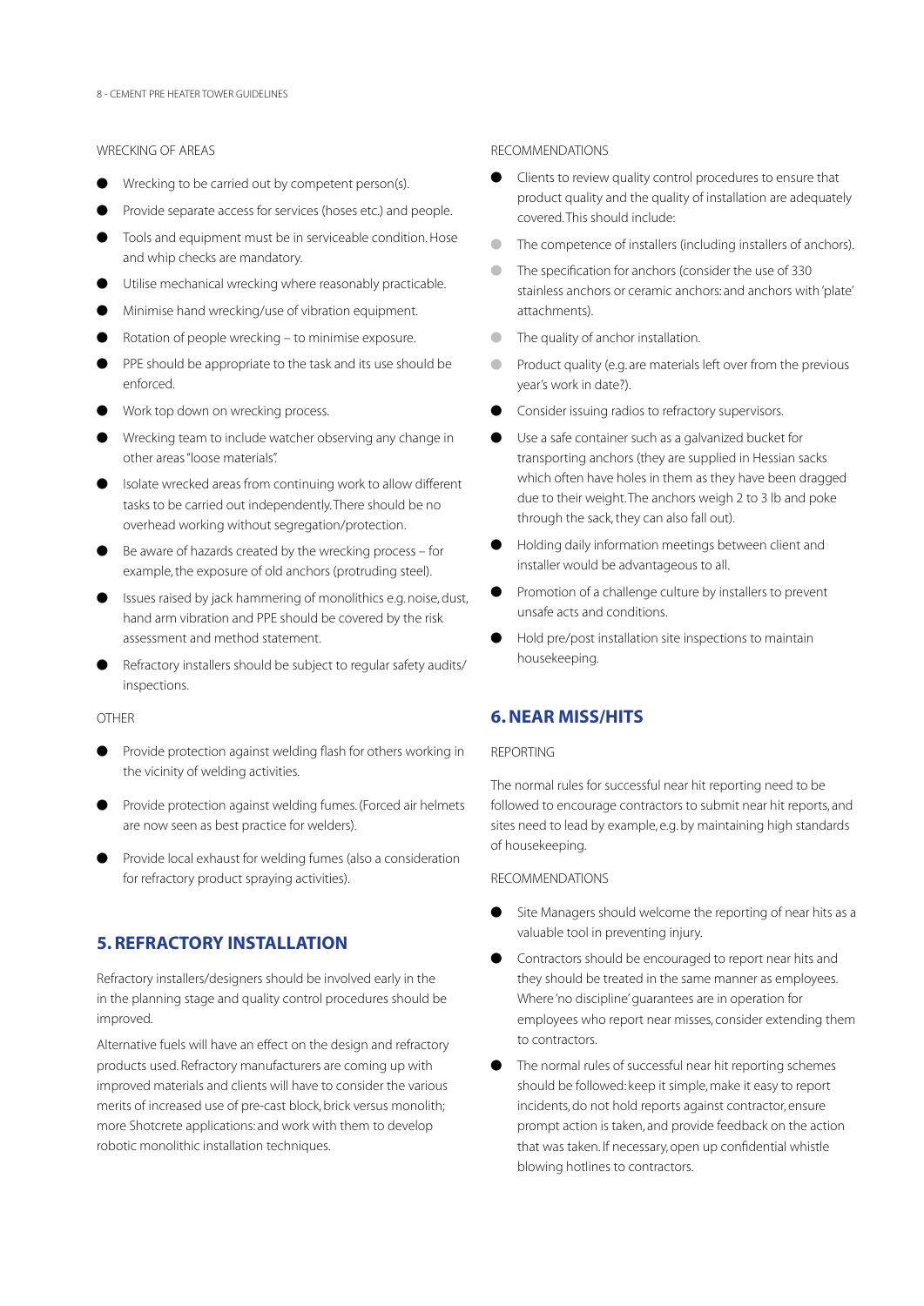WRECKING OF AREAS

- Wrecking to be carried out by competent person(s).
- Provide separate access for services (hoses etc.) and people.
- Tools and equipment must be in serviceable condition. Hose and whip checks are mandatory.
- Utilise mechanical wrecking where reasonably practicable.
- Minimise hand wrecking/use of vibration equipment.
- Rotation of people wrecking – to minimise exposure.
- PPE should be appropriate to the task and its use should be enforced.
- Work top down on wrecking process.
- Wrecking team to include watcher observing any change in other areas "loose materials".
- Isolate wrecked areas from continuing work to allow different tasks to be carried out independently. There should be no overhead working without segregation/protection.
- Be aware of hazards created by the wrecking process – for example, the exposure of old anchors (protruding steel).
- Issues raised by jack hammering of monolithics e.g. noise, dust, hand arm vibration and PPE should be covered by the risk assessment and method statement.
- Refractory installers should be subject to regular safety audits/ inspections.

OTHER

- Provide protection against welding flash for others working in the vicinity of welding activities.
- Provide protection against welding fumes. (Forced air helmets are now seen as best practice for welders).
- Provide local exhaust for welding fumes (also a consideration for refractory product spraying activities).

## 5. REFRACTORY INSTALLATION

Refractory installers/designers should be involved early in the in the planning stage and quality control procedures should be improved.

Alternative fuels will have an effect on the design and refractory products used. Refractory manufacturers are coming up with improved materials and clients will have to consider the various merits of increased use of pre-cast block, brick versus monolith; more Shotcrete applications: and work with them to develop robotic monolithic installation techniques.

RECOMMENDATIONS

- Clients to review quality control procedures to ensure that product quality and the quality of installation are adequately covered. This should include:
  - The competence of installers (including installers of anchors).
  - The specification for anchors (consider the use of 330 stainless anchors or ceramic anchors: and anchors with 'plate' attachments).
  - The quality of anchor installation.
  - Product quality (e.g. are materials left over from the previous year's work in date?).
- Consider issuing radios to refractory supervisors.
- Use a safe container such as a galvanized bucket for transporting anchors (they are supplied in Hessian sacks which often have holes in them as they have been dragged due to their weight. The anchors weigh 2 to 3 lb and poke through the sack, they can also fall out).
- Holding daily information meetings between client and installer would be advantageous to all.
- Promotion of a challenge culture by installers to prevent unsafe acts and conditions.
- Hold pre/post installation site inspections to maintain housekeeping.

## 6. NEAR MISS/HITS

REPORTING

The normal rules for successful near hit reporting need to be followed to encourage contractors to submit near hit reports, and sites need to lead by example, e.g. by maintaining high standards of housekeeping.

RECOMMENDATIONS

- Site Managers should welcome the reporting of near hits as a valuable tool in preventing injury.
- Contractors should be encouraged to report near hits and they should be treated in the same manner as employees. Where 'no discipline' guarantees are in operation for employees who report near misses, consider extending them to contractors.
- The normal rules of successful near hit reporting schemes should be followed: keep it simple, make it easy to report incidents, do not hold reports against contractor, ensure prompt action is taken, and provide feedback on the action that was taken. If necessary, open up confidential whistle blowing hotlines to contractors.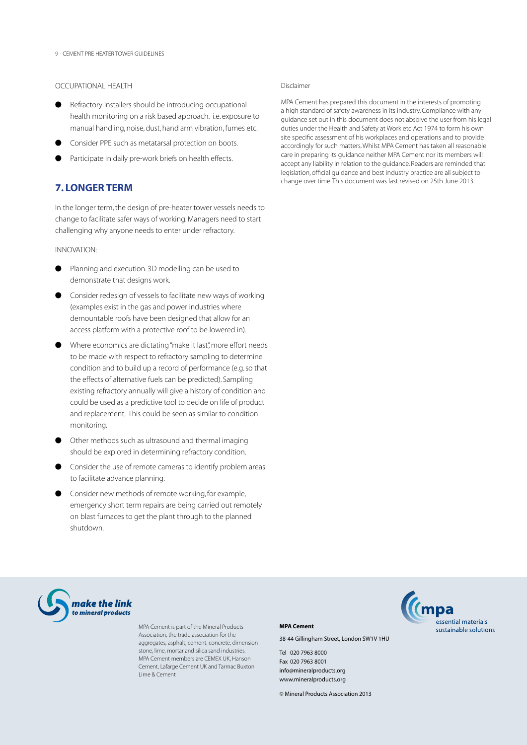OCCUPATIONAL HEALTH

- Refractory installers should be introducing occupational health monitoring on a risk based approach. i.e. exposure to manual handling, noise, dust, hand arm vibration, fumes etc.
- Consider PPE such as metatarsal protection on boots.
- Participate in daily pre-work briefs on health effects.

## 7. LONGER TERM

In the longer term, the design of pre-heater tower vessels needs to change to facilitate safer ways of working. Managers need to start challenging why anyone needs to enter under refractory.

INNOVATION:

- Planning and execution. 3D modelling can be used to demonstrate that designs work.
- Consider redesign of vessels to facilitate new ways of working (examples exist in the gas and power industries where demountable roofs have been designed that allow for an access platform with a protective roof to be lowered in).
- Where economics are dictating "make it last", more effort needs to be made with respect to refractory sampling to determine condition and to build up a record of performance (e.g. so that the effects of alternative fuels can be predicted). Sampling existing refractory annually will give a history of condition and could be used as a predictive tool to decide on life of product and replacement. This could be seen as similar to condition monitoring.
- Other methods such as ultrasound and thermal imaging should be explored in determining refractory condition.
- Consider the use of remote cameras to identify problem areas to facilitate advance planning.
- Consider new methods of remote working, for example, emergency short term repairs are being carried out remotely on blast furnaces to get the plant through to the planned shutdown.

Disclaimer

MPA Cement has prepared this document in the interests of promoting a high standard of safety awareness in its industry. Compliance with any guidance set out in this document does not absolve the user from his legal duties under the Health and Safety at Work etc Act 1974 to form his own site specific assessment of his workplaces and operations and to provide accordingly for such matters. Whilst MPA Cement has taken all reasonable care in preparing its guidance neither MPA Cement nor its members will accept any liability in relation to the guidance. Readers are reminded that legislation, official guidance and best industry practice are all subject to change over time. This document was last revised on 25th June 2013.

*make the link to mineral products*

MPA Cement is part of the Mineral Products Association, the trade association for the aggregates, asphalt, cement, concrete, dimension stone, lime, mortar and silica sand industries. MPA Cement members are CEMEX UK, Hanson Cement, Lafarge Cement UK and Tarmac Buxton Lime & Cement

**MPA Cement**

38-44 Gillingham Street, London SW1V 1HU

Tel 020 7963 8000
Fax 020 7963 8001
info@mineralproducts.org
www.mineralproducts.org

© Mineral Products Association 2013

mpa essential materials sustainable solutions